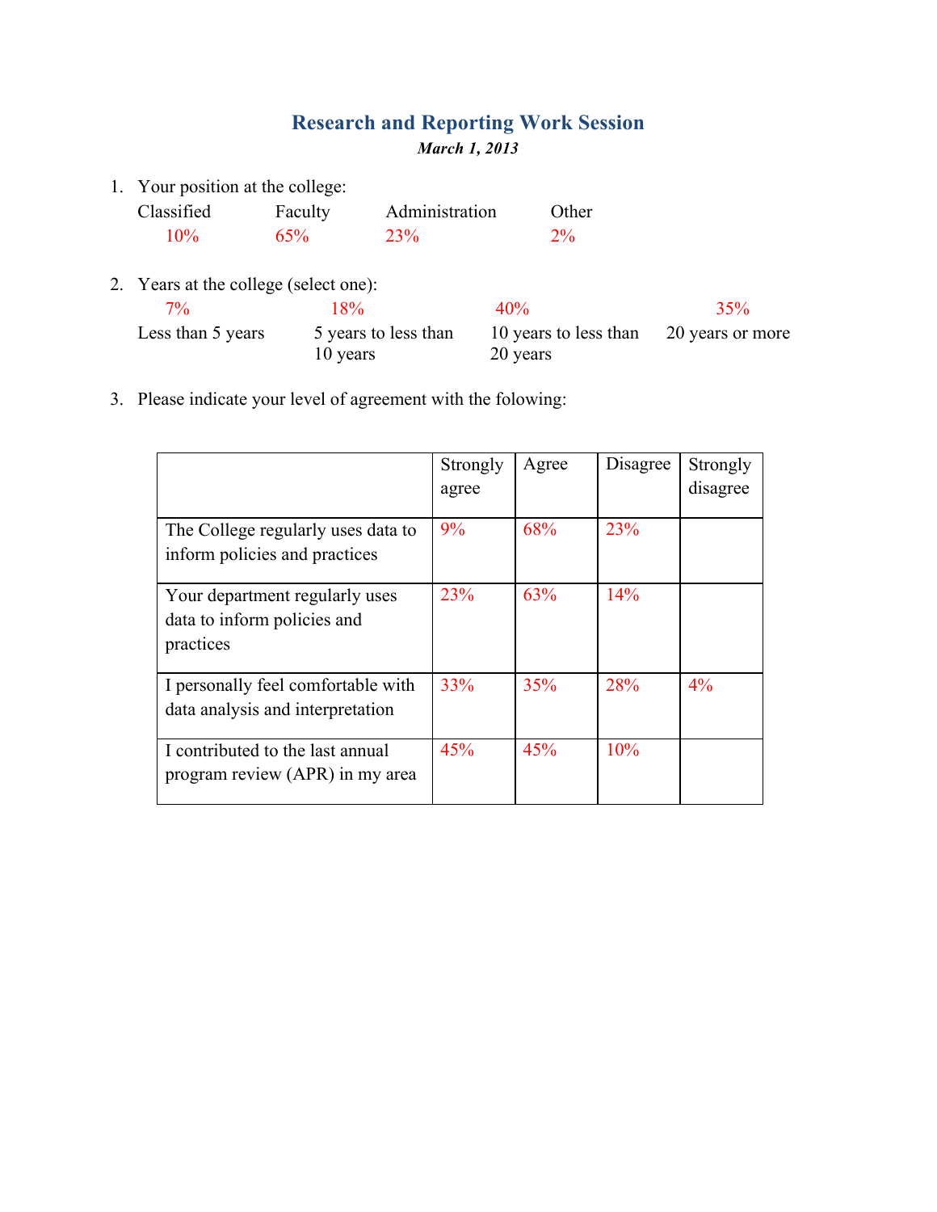# Research and Reporting Work Session

***March 1, 2013***

1. Your position at the college:

| Classified | Faculty | Administration | Other |
|---|---|---|---|
| 10% | 65% | 23% | 2% |

2. Years at the college (select one):

| Less than 5 years | 5 years to less than 10 years | 10 years to less than 20 years | 20 years or more |
|---|---|---|---|
| 7% | 18% | 40% | 35% |

3. Please indicate your level of agreement with the folowing:

| | Strongly agree | Agree | Disagree | Strongly disagree |
|---|---|---|---|---|
| The College regularly uses data to inform policies and practices | 9% | 68% | 23% | |
| Your department regularly uses data to inform policies and practices | 23% | 63% | 14% | |
| I personally feel comfortable with data analysis and interpretation | 33% | 35% | 28% | 4% |
| I contributed to the last annual program review (APR) in my area | 45% | 45% | 10% | |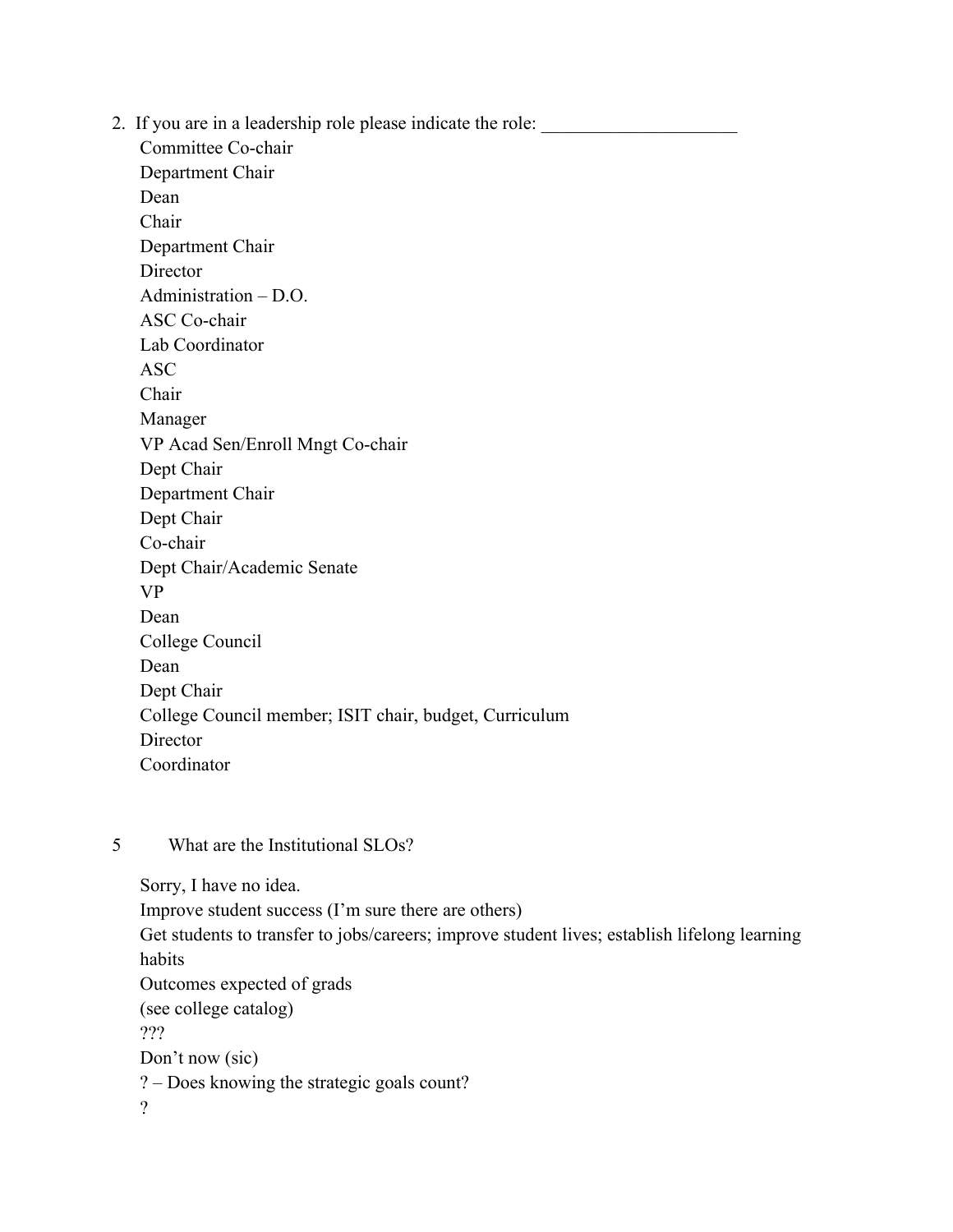2. If you are in a leadership role please indicate the role: _____________________

   Committee Co-chair
   Department Chair
   Dean
   Chair
   Department Chair
   Director
   Administration – D.O.
   ASC Co-chair
   Lab Coordinator
   ASC
   Chair
   Manager
   VP Acad Sen/Enroll Mngt Co-chair
   Dept Chair
   Department Chair
   Dept Chair
   Co-chair
   Dept Chair/Academic Senate
   VP
   Dean
   College Council
   Dean
   Dept Chair
   College Council member; ISIT chair, budget, Curriculum
   Director
   Coordinator

5 What are the Institutional SLOs?

   Sorry, I have no idea.
   Improve student success (I'm sure there are others)
   Get students to transfer to jobs/careers; improve student lives; establish lifelong learning habits
   Outcomes expected of grads
   (see college catalog)
   ???
   Don't now (sic)
   ? – Does knowing the strategic goals count?
   ?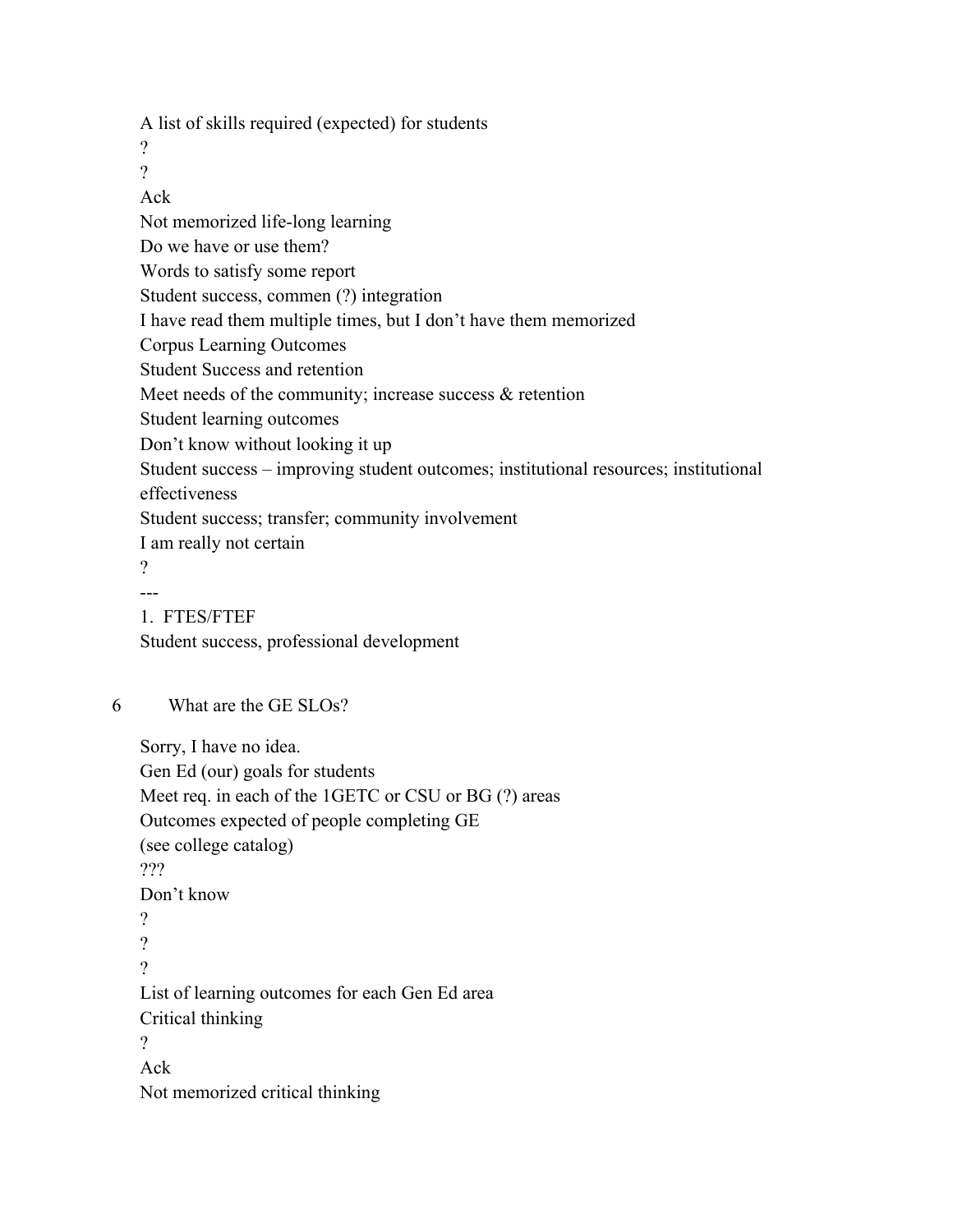A list of skills required (expected) for students

?

?

Ack

Not memorized life-long learning

Do we have or use them?

Words to satisfy some report

Student success, commen (?) integration

I have read them multiple times, but I don't have them memorized

Corpus Learning Outcomes

Student Success and retention

Meet needs of the community; increase success & retention

Student learning outcomes

Don't know without looking it up

Student success – improving student outcomes; institutional resources; institutional effectiveness

Student success; transfer; community involvement

I am really not certain

?

---

1. FTES/FTEF

Student success, professional development

6 What are the GE SLOs?

Sorry, I have no idea.

Gen Ed (our) goals for students

Meet req. in each of the 1GETC or CSU or BG (?) areas

Outcomes expected of people completing GE

(see college catalog)

???

Don't know

?

?

?

List of learning outcomes for each Gen Ed area

Critical thinking

?

Ack

Not memorized critical thinking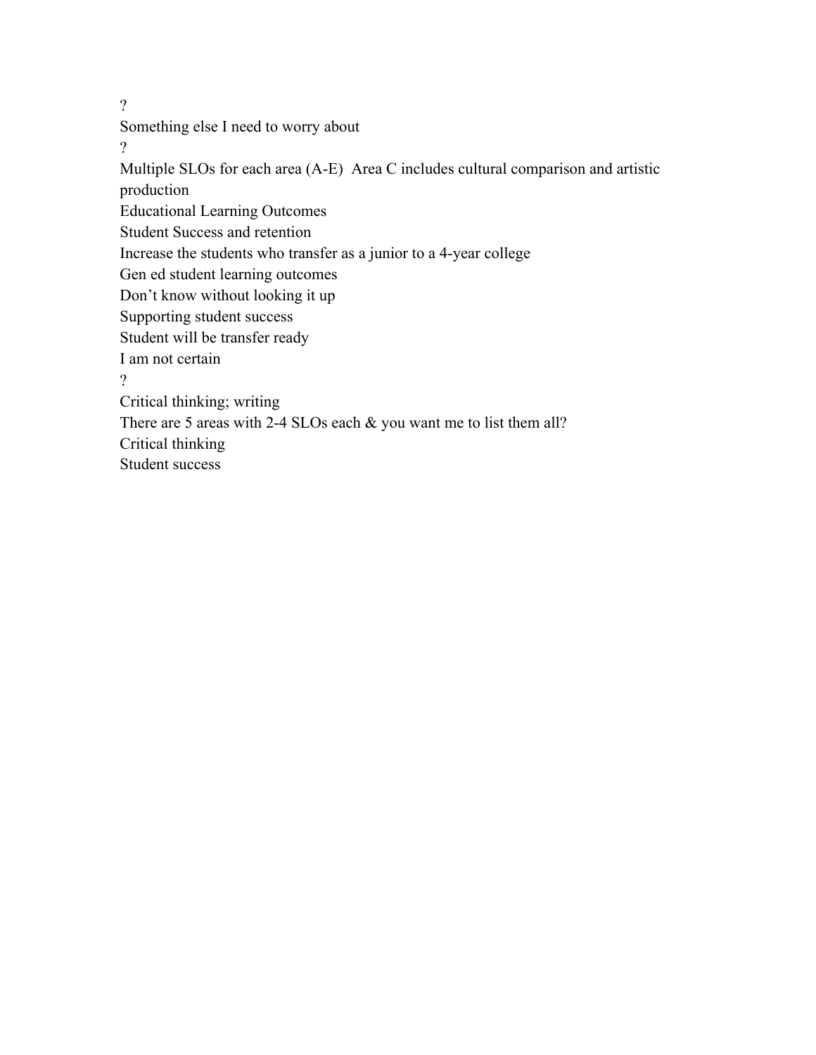?

Something else I need to worry about

?

Multiple SLOs for each area (A-E)  Area C includes cultural comparison and artistic production

Educational Learning Outcomes

Student Success and retention

Increase the students who transfer as a junior to a 4-year college

Gen ed student learning outcomes

Don’t know without looking it up

Supporting student success

Student will be transfer ready

I am not certain

?

Critical thinking; writing

There are 5 areas with 2-4 SLOs each & you want me to list them all?

Critical thinking

Student success